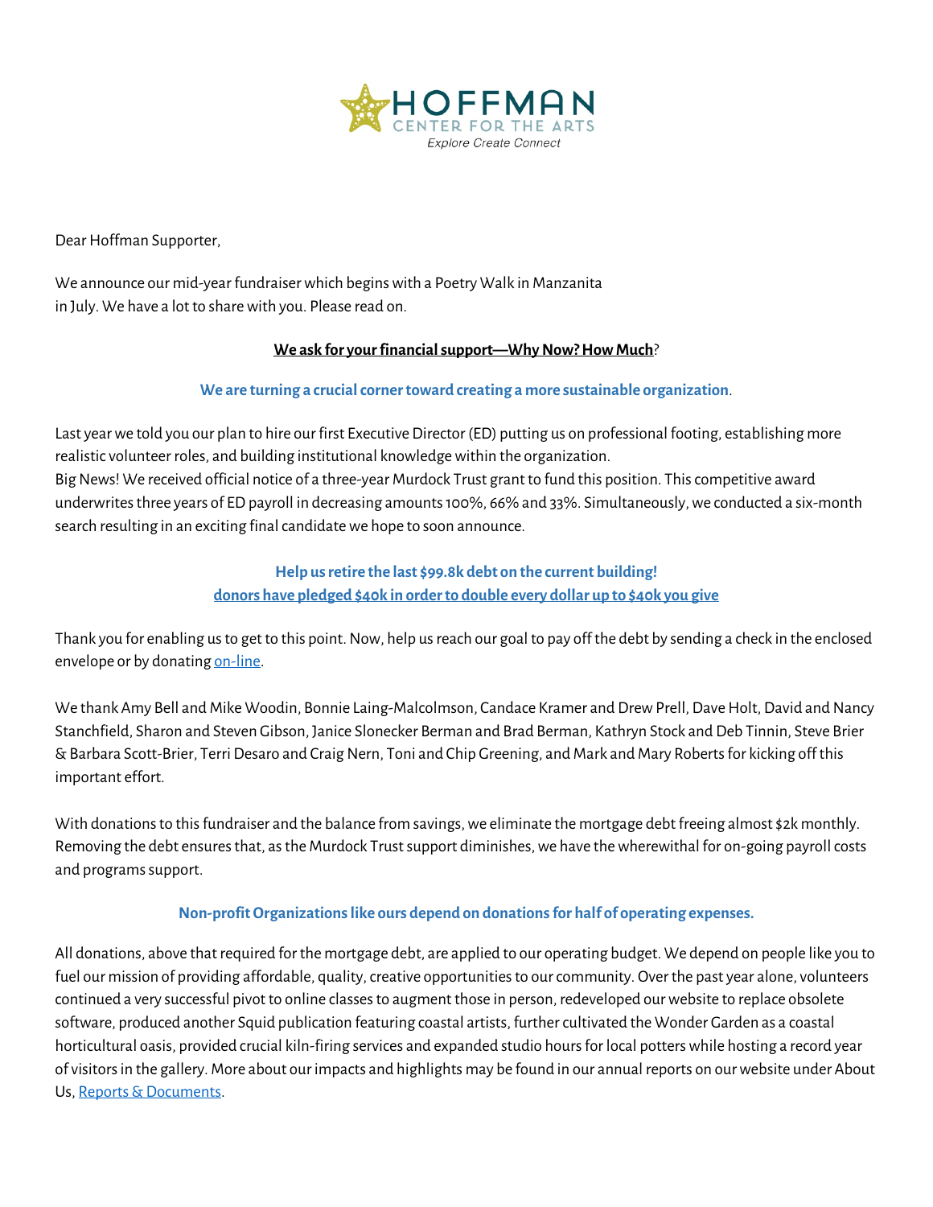HOFFMAN
CENTER FOR THE ARTS
*Explore Create Connect*

Dear Hoffman Supporter,

We announce our mid-year fundraiser which begins with a Poetry Walk in Manzanita in July. We have a lot to share with you. Please read on.

**We ask for your financial support—Why Now? How Much?**

**We are turning a crucial corner toward creating a more sustainable organization.**

Last year we told you our plan to hire our first Executive Director (ED) putting us on professional footing, establishing more realistic volunteer roles, and building institutional knowledge within the organization.
Big News! We received official notice of a three-year Murdock Trust grant to fund this position. This competitive award underwrites three years of ED payroll in decreasing amounts 100%, 66% and 33%. Simultaneously, we conducted a six-month search resulting in an exciting final candidate we hope to soon announce.

**Help us retire the last $99.8k debt on the current building!**
**donors have pledged $40k in order to double every dollar up to $40k you give**

Thank you for enabling us to get to this point. Now, help us reach our goal to pay off the debt by sending a check in the enclosed envelope or by donating on-line.

We thank Amy Bell and Mike Woodin, Bonnie Laing-Malcolmson, Candace Kramer and Drew Prell, Dave Holt, David and Nancy Stanchfield, Sharon and Steven Gibson, Janice Slonecker Berman and Brad Berman, Kathryn Stock and Deb Tinnin, Steve Brier & Barbara Scott-Brier, Terri Desaro and Craig Nern, Toni and Chip Greening, and Mark and Mary Roberts for kicking off this important effort.

With donations to this fundraiser and the balance from savings, we eliminate the mortgage debt freeing almost $2k monthly. Removing the debt ensures that, as the Murdock Trust support diminishes, we have the wherewithal for on-going payroll costs and programs support.

**Non-profit Organizations like ours depend on donations for half of operating expenses.**

All donations, above that required for the mortgage debt, are applied to our operating budget. We depend on people like you to fuel our mission of providing affordable, quality, creative opportunities to our community. Over the past year alone, volunteers continued a very successful pivot to online classes to augment those in person, redeveloped our website to replace obsolete software, produced another Squid publication featuring coastal artists, further cultivated the Wonder Garden as a coastal horticultural oasis, provided crucial kiln-firing services and expanded studio hours for local potters while hosting a record year of visitors in the gallery. More about our impacts and highlights may be found in our annual reports on our website under About Us, Reports & Documents.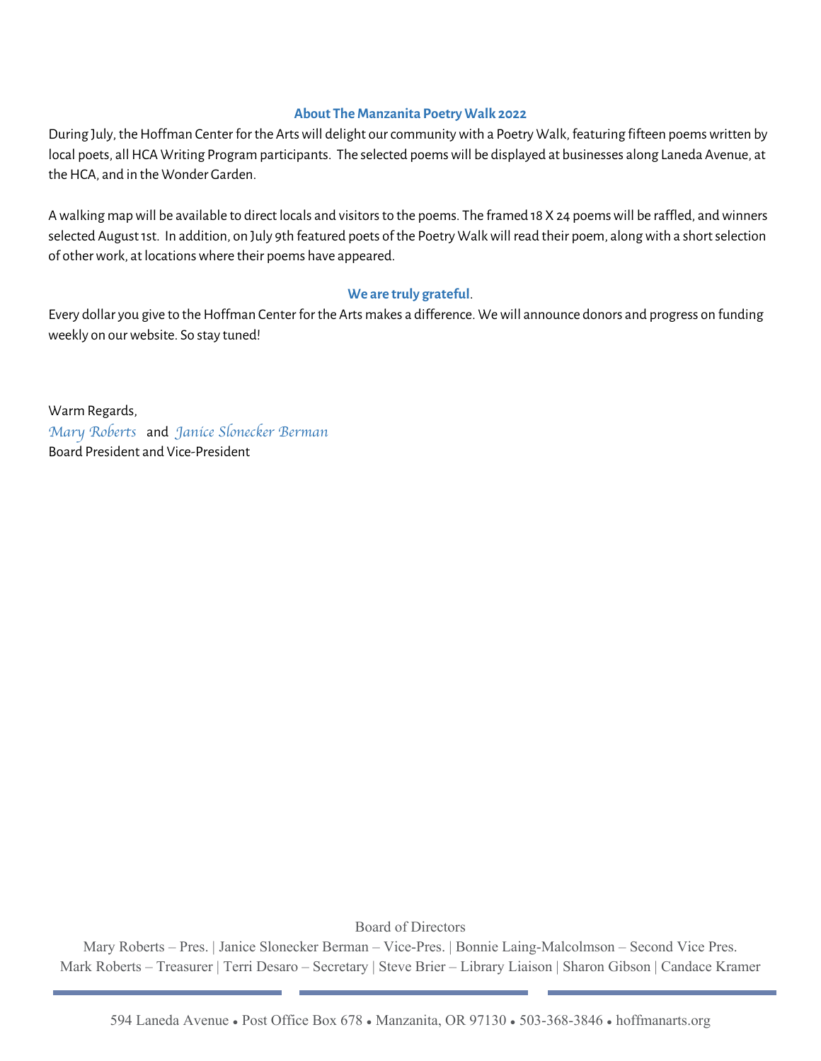## About The Manzanita Poetry Walk 2022

During July, the Hoffman Center for the Arts will delight our community with a Poetry Walk, featuring fifteen poems written by local poets, all HCA Writing Program participants. The selected poems will be displayed at businesses along Laneda Avenue, at the HCA, and in the Wonder Garden.

A walking map will be available to direct locals and visitors to the poems. The framed 18 X 24 poems will be raffled, and winners selected August 1st. In addition, on July 9th featured poets of the Poetry Walk will read their poem, along with a short selection of other work, at locations where their poems have appeared.

## We are truly grateful.

Every dollar you give to the Hoffman Center for the Arts makes a difference. We will announce donors and progress on funding weekly on our website. So stay tuned!

Warm Regards,
*Mary Roberts* and *Janice Slonecker Berman*
Board President and Vice-President

Board of Directors
Mary Roberts – Pres. | Janice Slonecker Berman – Vice-Pres. | Bonnie Laing-Malcolmson – Second Vice Pres.
Mark Roberts – Treasurer | Terri Desaro – Secretary | Steve Brier – Library Liaison | Sharon Gibson | Candace Kramer

594 Laneda Avenue • Post Office Box 678 • Manzanita, OR 97130 • 503-368-3846 • hoffmanarts.org